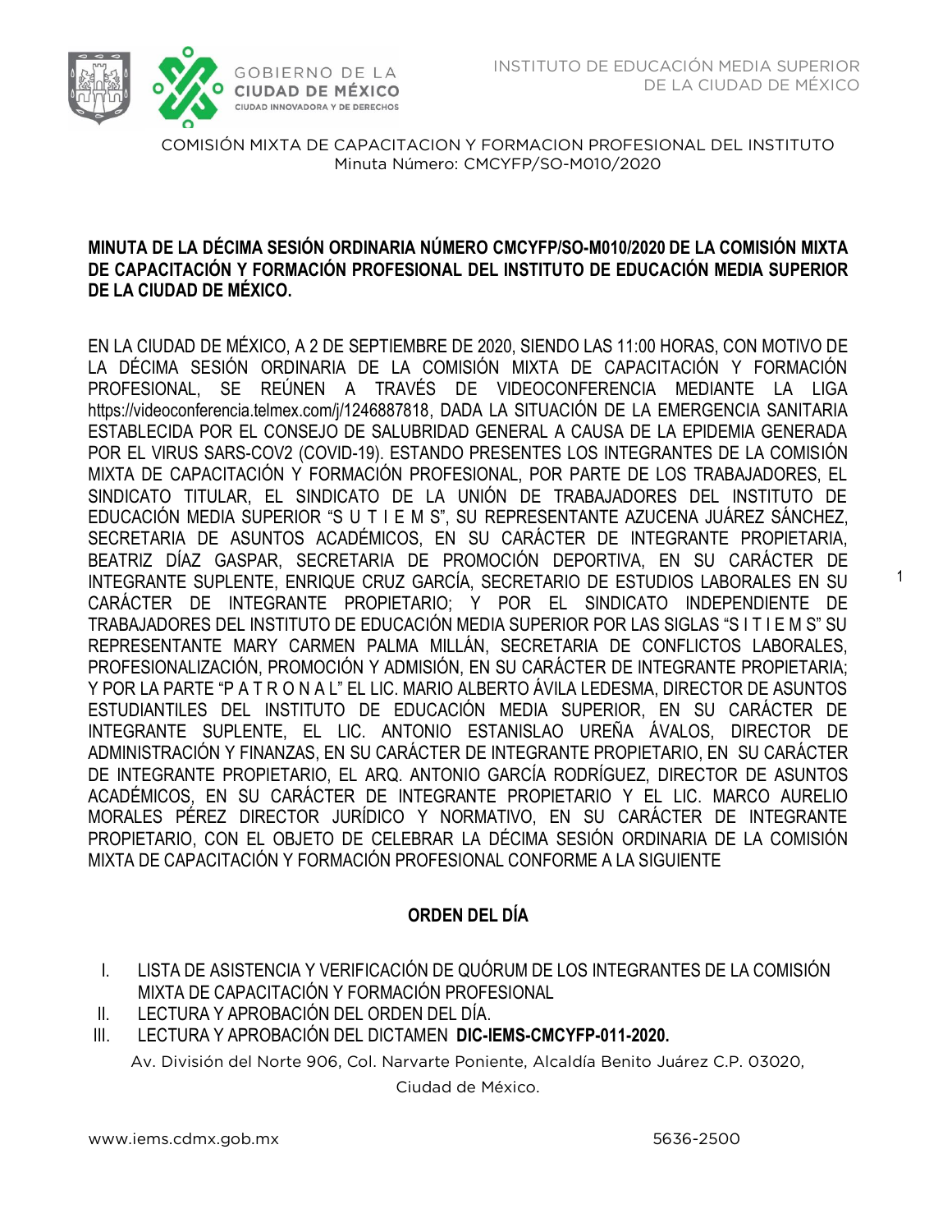# MINUTA DE LA DÉCIMA SESIÓN ORDINARIA NÚMERO CMCYFP/SO-M010/2020 DE LA COMISIÓN MIXTA DE CAPACITACIÓN Y FORMACIÓN PROFESIONAL DEL INSTITUTO DE EDUCACIÓN MEDIA SUPERIOR DE LA CIUDAD DE MÉXICO.

EN LA CIUDAD DE MÉXICO, A 2 DE SEPTIEMBRE DE 2020, SIENDO LAS 11:00 HORAS, CON MOTIVO DE LA DÉCIMA SESIÓN ORDINARIA DE LA COMISIÓN MIXTA DE CAPACITACIÓN Y FORMACIÓN PROFESIONAL, SE REÚNEN A TRAVÉS DE VIDEOCONFERENCIA MEDIANTE LA LIGA https://videoconferencia.telmex.com/j/1246887818, DADA LA SITUACIÓN DE LA EMERGENCIA SANITARIA ESTABLECIDA POR EL CONSEJO DE SALUBRIDAD GENERAL A CAUSA DE LA EPIDEMIA GENERADA POR EL VIRUS SARS-COV2 (COVID-19). ESTANDO PRESENTES LOS INTEGRANTES DE LA COMISIÓN MIXTA DE CAPACITACIÓN Y FORMACIÓN PROFESIONAL, POR PARTE DE LOS TRABAJADORES, EL SINDICATO TITULAR, EL SINDICATO DE LA UNIÓN DE TRABAJADORES DEL INSTITUTO DE EDUCACIÓN MEDIA SUPERIOR "S U T I E M S", SU REPRESENTANTE AZUCENA JUÁREZ SÁNCHEZ, SECRETARIA DE ASUNTOS ACADÉMICOS, EN SU CARÁCTER DE INTEGRANTE PROPIETARIA, BEATRIZ DÍAZ GASPAR, SECRETARIA DE PROMOCIÓN DEPORTIVA, EN SU CARÁCTER DE INTEGRANTE SUPLENTE, ENRIQUE CRUZ GARCÍA, SECRETARIO DE ESTUDIOS LABORALES EN SU CARÁCTER DE INTEGRANTE PROPIETARIO; Y POR EL SINDICATO INDEPENDIENTE DE TRABAJADORES DEL INSTITUTO DE EDUCACIÓN MEDIA SUPERIOR POR LAS SIGLAS "S I T I E M S" SU REPRESENTANTE MARY CARMEN PALMA MILLÁN, SECRETARIA DE CONFLICTOS LABORALES, PROFESIONALIZACIÓN, PROMOCIÓN Y ADMISIÓN, EN SU CARÁCTER DE INTEGRANTE PROPIETARIA; Y POR LA PARTE "P A T R O N A L" EL LIC. MARIO ALBERTO ÁVILA LEDESMA, DIRECTOR DE ASUNTOS ESTUDIANTILES DEL INSTITUTO DE EDUCACIÓN MEDIA SUPERIOR, EN SU CARÁCTER DE INTEGRANTE SUPLENTE, EL LIC. ANTONIO ESTANISLAO UREÑA ÁVALOS, DIRECTOR DE ADMINISTRACIÓN Y FINANZAS, EN SU CARÁCTER DE INTEGRANTE PROPIETARIO, EN SU CARÁCTER DE INTEGRANTE PROPIETARIO, EL ARQ. ANTONIO GARCÍA RODRÍGUEZ, DIRECTOR DE ASUNTOS ACADÉMICOS, EN SU CARÁCTER DE INTEGRANTE PROPIETARIO Y EL LIC. MARCO AURELIO MORALES PÉREZ DIRECTOR JURÍDICO Y NORMATIVO, EN SU CARÁCTER DE INTEGRANTE PROPIETARIO, CON EL OBJETO DE CELEBRAR LA DÉCIMA SESIÓN ORDINARIA DE LA COMISIÓN MIXTA DE CAPACITACIÓN Y FORMACIÓN PROFESIONAL CONFORME A LA SIGUIENTE

## ORDEN DEL DÍA

I. LISTA DE ASISTENCIA Y VERIFICACIÓN DE QUÓRUM DE LOS INTEGRANTES DE LA COMISIÓN MIXTA DE CAPACITACIÓN Y FORMACIÓN PROFESIONAL
II. LECTURA Y APROBACIÓN DEL ORDEN DEL DÍA.
III. LECTURA Y APROBACIÓN DEL DICTAMEN **DIC-IEMS-CMCYFP-011-2020.**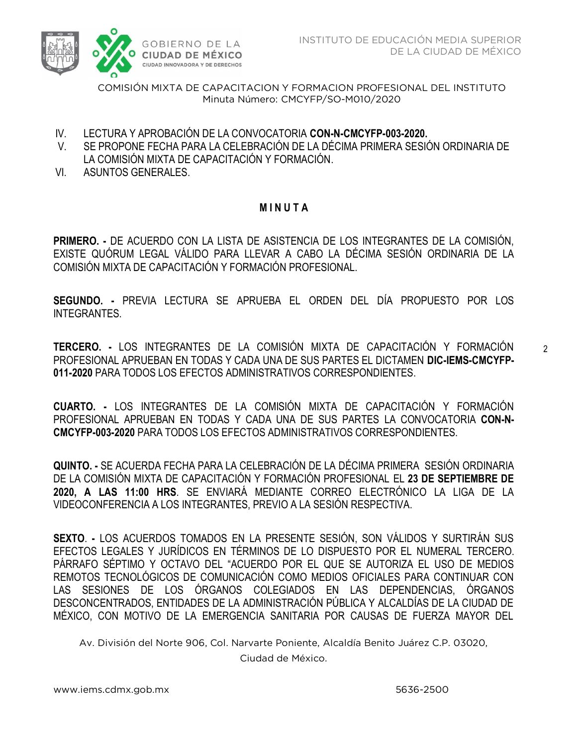IV. LECTURA Y APROBACIÓN DE LA CONVOCATORIA **CON-N-CMCYFP-003-2020.**

V. SE PROPONE FECHA PARA LA CELEBRACIÓN DE LA DÉCIMA PRIMERA SESIÓN ORDINARIA DE LA COMISIÓN MIXTA DE CAPACITACIÓN Y FORMACIÓN.

VI. ASUNTOS GENERALES.

**M I N U T A**

**PRIMERO. -** DE ACUERDO CON LA LISTA DE ASISTENCIA DE LOS INTEGRANTES DE LA COMISIÓN, EXISTE QUÓRUM LEGAL VÁLIDO PARA LLEVAR A CABO LA DÉCIMA SESIÓN ORDINARIA DE LA COMISIÓN MIXTA DE CAPACITACIÓN Y FORMACIÓN PROFESIONAL.

**SEGUNDO. -** PREVIA LECTURA SE APRUEBA EL ORDEN DEL DÍA PROPUESTO POR LOS INTEGRANTES.

**TERCERO. -** LOS INTEGRANTES DE LA COMISIÓN MIXTA DE CAPACITACIÓN Y FORMACIÓN PROFESIONAL APRUEBAN EN TODAS Y CADA UNA DE SUS PARTES EL DICTAMEN **DIC-IEMS-CMCYFP-011-2020** PARA TODOS LOS EFECTOS ADMINISTRATIVOS CORRESPONDIENTES.

**CUARTO. -** LOS INTEGRANTES DE LA COMISIÓN MIXTA DE CAPACITACIÓN Y FORMACIÓN PROFESIONAL APRUEBAN EN TODAS Y CADA UNA DE SUS PARTES LA CONVOCATORIA **CON-N-CMCYFP-003-2020** PARA TODOS LOS EFECTOS ADMINISTRATIVOS CORRESPONDIENTES.

**QUINTO. -** SE ACUERDA FECHA PARA LA CELEBRACIÓN DE LA DÉCIMA PRIMERA SESIÓN ORDINARIA DE LA COMISIÓN MIXTA DE CAPACITACIÓN Y FORMACIÓN PROFESIONAL EL **23 DE SEPTIEMBRE DE 2020, A LAS 11:00 HRS**. SE ENVIARÁ MEDIANTE CORREO ELECTRÓNICO LA LIGA DE LA VIDEOCONFERENCIA A LOS INTEGRANTES, PREVIO A LA SESIÓN RESPECTIVA.

**SEXTO**. **-** LOS ACUERDOS TOMADOS EN LA PRESENTE SESIÓN, SON VÁLIDOS Y SURTIRÁN SUS EFECTOS LEGALES Y JURÍDICOS EN TÉRMINOS DE LO DISPUESTO POR EL NUMERAL TERCERO. PÁRRAFO SÉPTIMO Y OCTAVO DEL "ACUERDO POR EL QUE SE AUTORIZA EL USO DE MEDIOS REMOTOS TECNOLÓGICOS DE COMUNICACIÓN COMO MEDIOS OFICIALES PARA CONTINUAR CON LAS SESIONES DE LOS ÓRGANOS COLEGIADOS EN LAS DEPENDENCIAS, ÓRGANOS DESCONCENTRADOS, ENTIDADES DE LA ADMINISTRACIÓN PÚBLICA Y ALCALDÍAS DE LA CIUDAD DE MÉXICO, CON MOTIVO DE LA EMERGENCIA SANITARIA POR CAUSAS DE FUERZA MAYOR DEL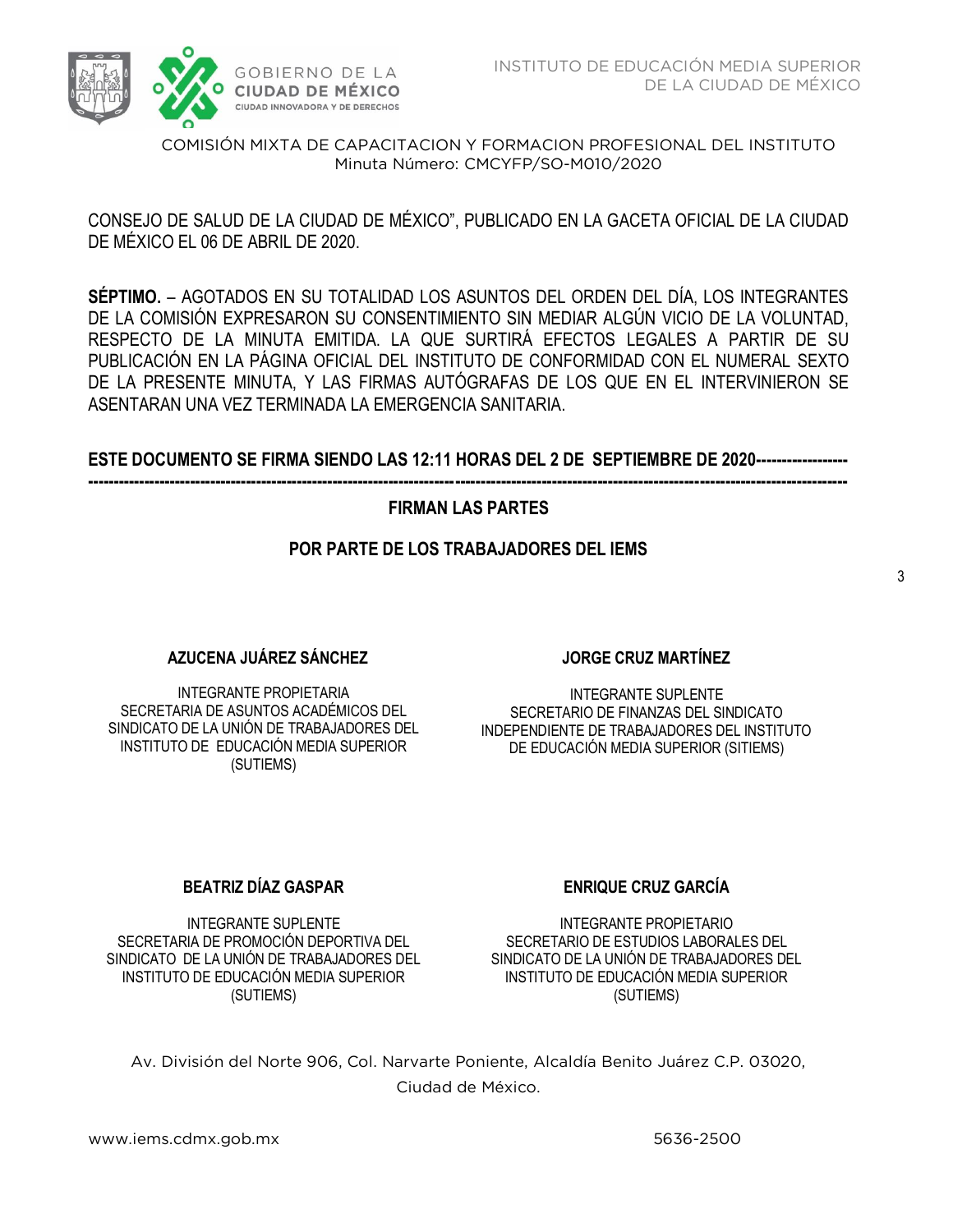CONSEJO DE SALUD DE LA CIUDAD DE MÉXICO", PUBLICADO EN LA GACETA OFICIAL DE LA CIUDAD DE MÉXICO EL 06 DE ABRIL DE 2020.

**SÉPTIMO.** – AGOTADOS EN SU TOTALIDAD LOS ASUNTOS DEL ORDEN DEL DÍA, LOS INTEGRANTES DE LA COMISIÓN EXPRESARON SU CONSENTIMIENTO SIN MEDIAR ALGÚN VICIO DE LA VOLUNTAD, RESPECTO DE LA MINUTA EMITIDA. LA QUE SURTIRÁ EFECTOS LEGALES A PARTIR DE SU PUBLICACIÓN EN LA PÁGINA OFICIAL DEL INSTITUTO DE CONFORMIDAD CON EL NUMERAL SEXTO DE LA PRESENTE MINUTA, Y LAS FIRMAS AUTÓGRAFAS DE LOS QUE EN EL INTERVINIERON SE ASENTARAN UNA VEZ TERMINADA LA EMERGENCIA SANITARIA.

**ESTE DOCUMENTO SE FIRMA SIENDO LAS 12:11 HORAS DEL 2 DE SEPTIEMBRE DE 2020------------------ ------------------------------------------------------------------------------------------------------------------------------------------**

**FIRMAN LAS PARTES**

**POR PARTE DE LOS TRABAJADORES DEL IEMS**

**AZUCENA JUÁREZ SÁNCHEZ**

INTEGRANTE PROPIETARIA
SECRETARIA DE ASUNTOS ACADÉMICOS DEL SINDICATO DE LA UNIÓN DE TRABAJADORES DEL INSTITUTO DE EDUCACIÓN MEDIA SUPERIOR (SUTIEMS)

**JORGE CRUZ MARTÍNEZ**

INTEGRANTE SUPLENTE
SECRETARIO DE FINANZAS DEL SINDICATO INDEPENDIENTE DE TRABAJADORES DEL INSTITUTO DE EDUCACIÓN MEDIA SUPERIOR (SITIEMS)

**BEATRIZ DÍAZ GASPAR**

INTEGRANTE SUPLENTE
SECRETARIA DE PROMOCIÓN DEPORTIVA DEL SINDICATO DE LA UNIÓN DE TRABAJADORES DEL INSTITUTO DE EDUCACIÓN MEDIA SUPERIOR (SUTIEMS)

**ENRIQUE CRUZ GARCÍA**

INTEGRANTE PROPIETARIO
SECRETARIO DE ESTUDIOS LABORALES DEL SINDICATO DE LA UNIÓN DE TRABAJADORES DEL INSTITUTO DE EDUCACIÓN MEDIA SUPERIOR (SUTIEMS)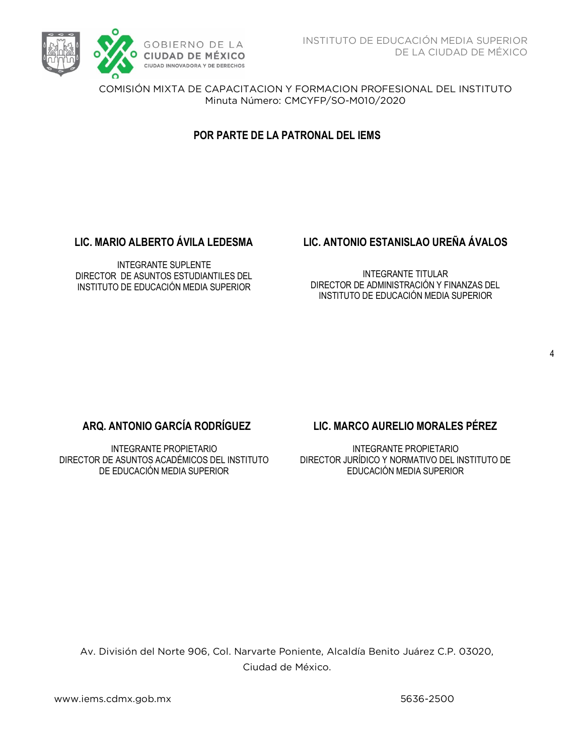COMISIÓN MIXTA DE CAPACITACION Y FORMACION PROFESIONAL DEL INSTITUTO
Minuta Número: CMCYFP/SO-M010/2020

**POR PARTE DE LA PATRONAL DEL IEMS**

**LIC. MARIO ALBERTO ÁVILA LEDESMA**

INTEGRANTE SUPLENTE
DIRECTOR DE ASUNTOS ESTUDIANTILES DEL INSTITUTO DE EDUCACIÓN MEDIA SUPERIOR

**LIC. ANTONIO ESTANISLAO UREÑA ÁVALOS**

INTEGRANTE TITULAR
DIRECTOR DE ADMINISTRACIÓN Y FINANZAS DEL INSTITUTO DE EDUCACIÓN MEDIA SUPERIOR

**ARQ. ANTONIO GARCÍA RODRÍGUEZ**

INTEGRANTE PROPIETARIO
DIRECTOR DE ASUNTOS ACADÉMICOS DEL INSTITUTO DE EDUCACIÓN MEDIA SUPERIOR

**LIC. MARCO AURELIO MORALES PÉREZ**

INTEGRANTE PROPIETARIO
DIRECTOR JURÍDICO Y NORMATIVO DEL INSTITUTO DE EDUCACIÓN MEDIA SUPERIOR